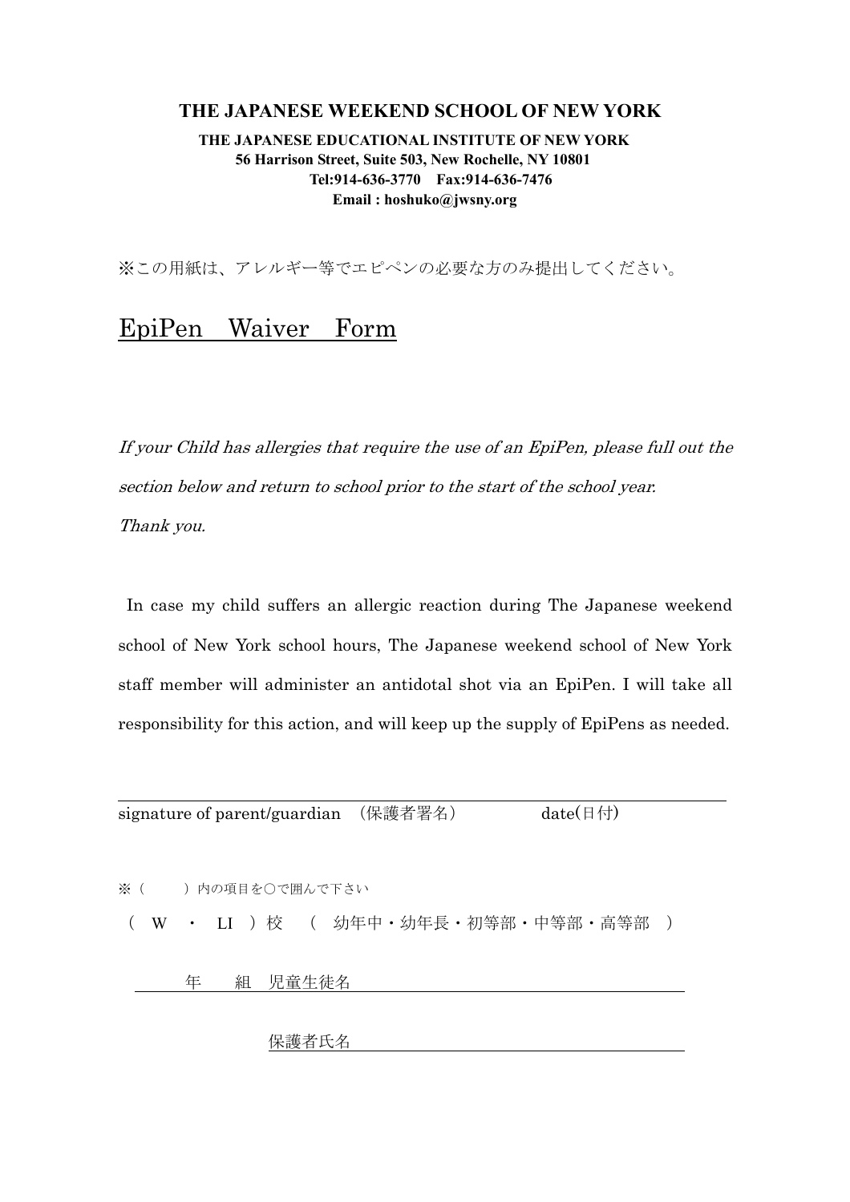**THE JAPANESE WEEKEND SCHOOL OF NEW YORK**

**THE JAPANESE EDUCATIONAL INSTITUTE OF NEW YORK**
**56 Harrison Street, Suite 503, New Rochelle, NY 10801**
**Tel:914-636-3770　Fax:914-636-7476**
**Email : hoshuko@jwsny.org**

※この用紙は、アレルギー等でエピペンの必要な方のみ提出してください。

# EpiPen　Waiver　Form

*If your Child has allergies that require the use of an EpiPen, please full out the section below and return to school prior to the start of the school year.*
*Thank you.*

In case my child suffers an allergic reaction during The Japanese weekend school of New York school hours, The Japanese weekend school of New York staff member will administer an antidotal shot via an EpiPen. I will take all responsibility for this action, and will keep up the supply of EpiPens as needed.

_______________________________________________

signature of parent/guardian　(保護者署名)　　　　date(日付)

※（　　）内の項目を○で囲んで下さい

（ W ・ LI ）校　（ 幼年中・幼年長・初等部・中等部・高等部 ）

　　年　　組　児童生徒名_______________________

保護者氏名_______________________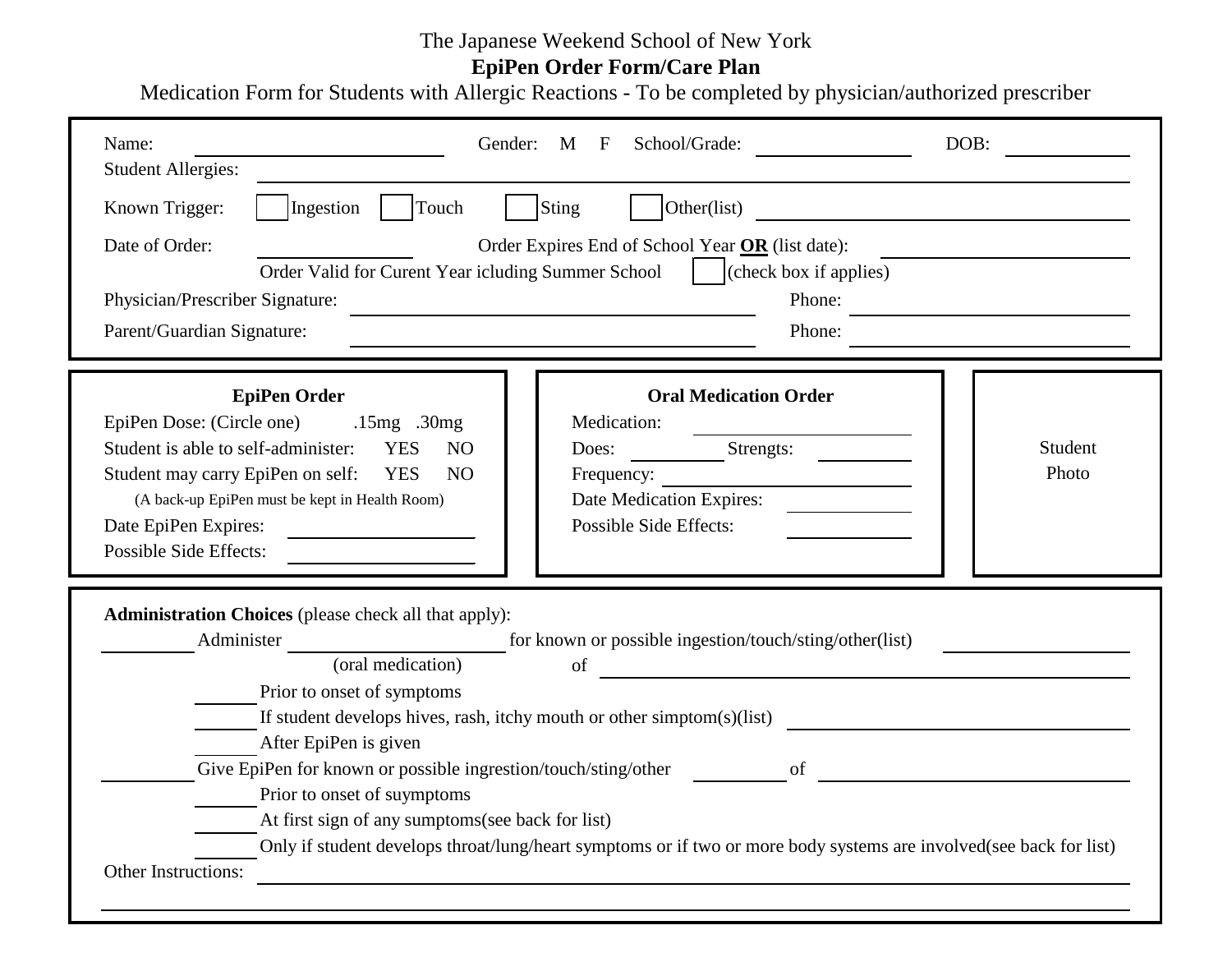The Japanese Weekend School of New York

**EpiPen Order Form/Care Plan**

Medication Form for Students with Allergic Reactions - To be completed by physician/authorized prescriber

Name: ______________________ Gender: M F School/Grade: ______________ DOB: ___________

Student Allergies: ____________________________________________________________

Known Trigger: ☐ Ingestion ☐ Touch ☐ Sting ☐ Other(list) ______________________________

Date of Order: ______________ Order Expires End of School Year **OR** (list date): ______________

Order Valid for Curent Year icluding Summer School ☐ (check box if applies)

Physician/Prescriber Signature: ______________________________ Phone: ______________

Parent/Guardian Signature: ______________________________ Phone: ______________

**EpiPen Order**

EpiPen Dose: (Circle one) .15mg .30mg

Student is able to self-administer: YES NO

Student may carry EpiPen on self: YES NO

(A back-up EpiPen must be kept in Health Room)

Date EpiPen Expires: ______________

Possible Side Effects: ______________

**Oral Medication Order**

Medication: ______________

Does: __________ Strengts: __________

Frequency: ______________

Date Medication Expires: ______________

Possible Side Effects: ______________

Student Photo

**Administration Choices** (please check all that apply):

_______ Administer ________________ for known or possible ingestion/touch/sting/other(list) ______________

(oral medication) of ______________________________

_____ Prior to onset of symptoms

_____ If student develops hives, rash, itchy mouth or other simptom(s)(list) ______________________

_____ After EpiPen is given

_______ Give EpiPen for known or possible ingrestion/touch/sting/other _______ of ______________________

_____ Prior to onset of suymptoms

_____ At first sign of any sumptoms(see back for list)

_____ Only if student develops throat/lung/heart symptoms or if two or more body systems are involved(see back for list)

Other Instructions: ____________________________________________________________

____________________________________________________________________________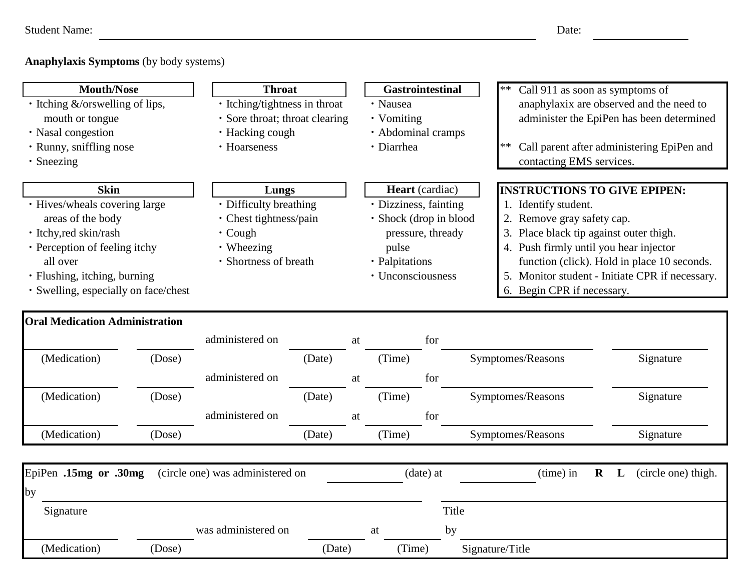Student Name: ______________________________ Date: ____________

**Anaphylaxis Symptoms** (by body systems)

| **Mouth/Nose** | **Throat** | **Gastrointestinal** |
|---|---|---|
| • Itching &/orswelling of lips, mouth or tongue<br>• Nasal congestion<br>• Runny, sniffling nose<br>• Sneezing | • Itching/tightness in throat<br>• Sore throat; throat clearing<br>• Hacking cough<br>• Hoarseness | • Nausea<br>• Vomiting<br>• Abdominal cramps<br>• Diarrhea |

** Call 911 as soon as symptoms of anaphylaxix are observed and the need to administer the EpiPen has been determined

** Call parent after administering EpiPen and contacting EMS services.

| **Skin** | **Lungs** | **Heart** (cardiac) |
|---|---|---|
| • Hives/wheals covering large areas of the body<br>• Itchy,red skin/rash<br>• Perception of feeling itchy all over<br>• Flushing, itching, burning<br>• Swelling, especially on face/chest | • Difficulty breathing<br>• Chest tightness/pain<br>• Cough<br>• Wheezing<br>• Shortness of breath | • Dizziness, fainting<br>• Shock (drop in blood pressure, thready pulse<br>• Palpitations<br>• Unconsciousness |

**INSTRUCTIONS TO GIVE EPIPEN:**

1. Identify student.
2. Remove gray safety cap.
3. Place black tip against outer thigh.
4. Push firmly until you hear injector function (click). Hold in place 10 seconds.
5. Monitor student - Initiate CPR if necessary.
6. Begin CPR if necessary.

**Oral Medication Administration**

________ ________ administered on ________ at ________ for ________________ ________
(Medication) (Dose) (Date) (Time) Symptomes/Reasons Signature

________ ________ administered on ________ at ________ for ________________ ________
(Medication) (Dose) (Date) (Time) Symptomes/Reasons Signature

________ ________ administered on ________ at ________ for ________________ ________
(Medication) (Dose) (Date) (Time) Symptomes/Reasons Signature

EpiPen **.15mg or .30mg** (circle one) was administered on ________ (date) at ________ (time) in **R L** (circle one) thigh.

by ______________________________ ________________
Signature Title

________ ________ was administered on ________ at ________ by ________________
(Medication) (Dose) (Date) (Time) Signature/Title